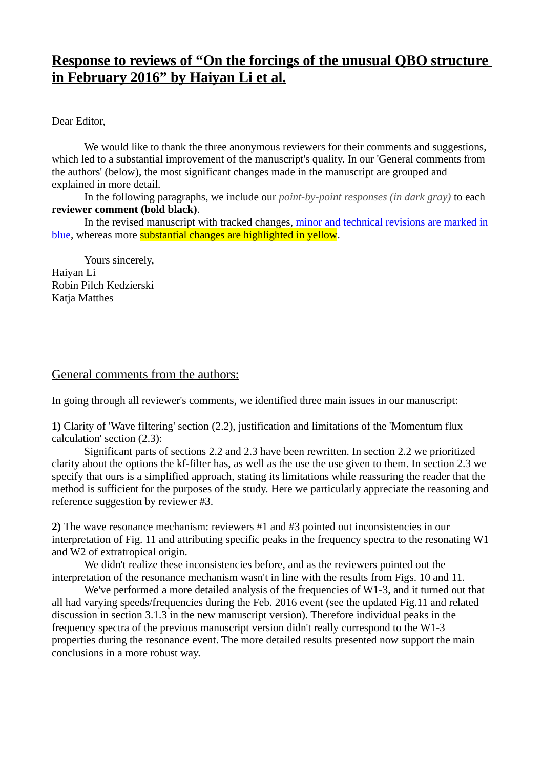# Response to reviews of "On the forcings of the unusual QBO structure in February 2016" by Haiyan Li et al.

Dear Editor,

We would like to thank the three anonymous reviewers for their comments and suggestions, which led to a substantial improvement of the manuscript's quality. In our 'General comments from the authors' (below), the most significant changes made in the manuscript are grouped and explained in more detail.

In the following paragraphs, we include our *point-by-point responses (in dark gray)* to each **reviewer comment (bold black)**.

In the revised manuscript with tracked changes, minor and technical revisions are marked in blue, whereas more substantial changes are highlighted in yellow.

Yours sincerely,
Haiyan Li
Robin Pilch Kedzierski
Katja Matthes

## General comments from the authors:

In going through all reviewer's comments, we identified three main issues in our manuscript:

**1)** Clarity of 'Wave filtering' section (2.2), justification and limitations of the 'Momentum flux calculation' section (2.3):

Significant parts of sections 2.2 and 2.3 have been rewritten. In section 2.2 we prioritized clarity about the options the kf-filter has, as well as the use the use given to them. In section 2.3 we specify that ours is a simplified approach, stating its limitations while reassuring the reader that the method is sufficient for the purposes of the study. Here we particularly appreciate the reasoning and reference suggestion by reviewer #3.

**2)** The wave resonance mechanism: reviewers #1 and #3 pointed out inconsistencies in our interpretation of Fig. 11 and attributing specific peaks in the frequency spectra to the resonating W1 and W2 of extratropical origin.

We didn't realize these inconsistencies before, and as the reviewers pointed out the interpretation of the resonance mechanism wasn't in line with the results from Figs. 10 and 11.

We've performed a more detailed analysis of the frequencies of W1-3, and it turned out that all had varying speeds/frequencies during the Feb. 2016 event (see the updated Fig.11 and related discussion in section 3.1.3 in the new manuscript version). Therefore individual peaks in the frequency spectra of the previous manuscript version didn't really correspond to the W1-3 properties during the resonance event. The more detailed results presented now support the main conclusions in a more robust way.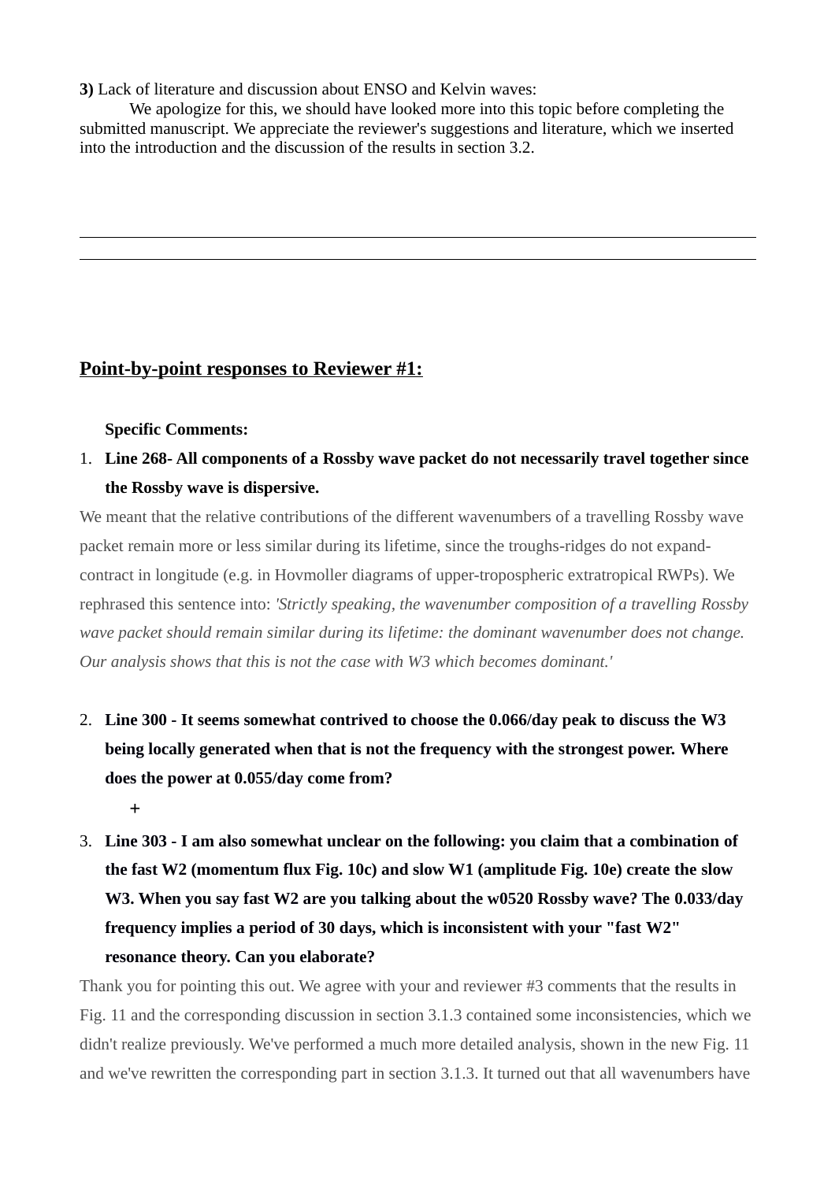**3)** Lack of literature and discussion about ENSO and Kelvin waves:

We apologize for this, we should have looked more into this topic before completing the submitted manuscript. We appreciate the reviewer's suggestions and literature, which we inserted into the introduction and the discussion of the results in section 3.2.

---

---

## Point-by-point responses to Reviewer #1:

**Specific Comments:**

1. **Line 268- All components of a Rossby wave packet do not necessarily travel together since the Rossby wave is dispersive.**

We meant that the relative contributions of the different wavenumbers of a travelling Rossby wave packet remain more or less similar during its lifetime, since the troughs-ridges do not expand-contract in longitude (e.g. in Hovmoller diagrams of upper-tropospheric extratropical RWPs). We rephrased this sentence into: *'Strictly speaking, the wavenumber composition of a travelling Rossby wave packet should remain similar during its lifetime: the dominant wavenumber does not change. Our analysis shows that this is not the case with W3 which becomes dominant.'*

2. **Line 300 - It seems somewhat contrived to choose the 0.066/day peak to discuss the W3 being locally generated when that is not the frequency with the strongest power. Where does the power at 0.055/day come from?**

   **+**

3. **Line 303 - I am also somewhat unclear on the following: you claim that a combination of the fast W2 (momentum flux Fig. 10c) and slow W1 (amplitude Fig. 10e) create the slow W3. When you say fast W2 are you talking about the w0520 Rossby wave? The 0.033/day frequency implies a period of 30 days, which is inconsistent with your "fast W2" resonance theory. Can you elaborate?**

Thank you for pointing this out. We agree with your and reviewer #3 comments that the results in Fig. 11 and the corresponding discussion in section 3.1.3 contained some inconsistencies, which we didn't realize previously. We've performed a much more detailed analysis, shown in the new Fig. 11 and we've rewritten the corresponding part in section 3.1.3. It turned out that all wavenumbers have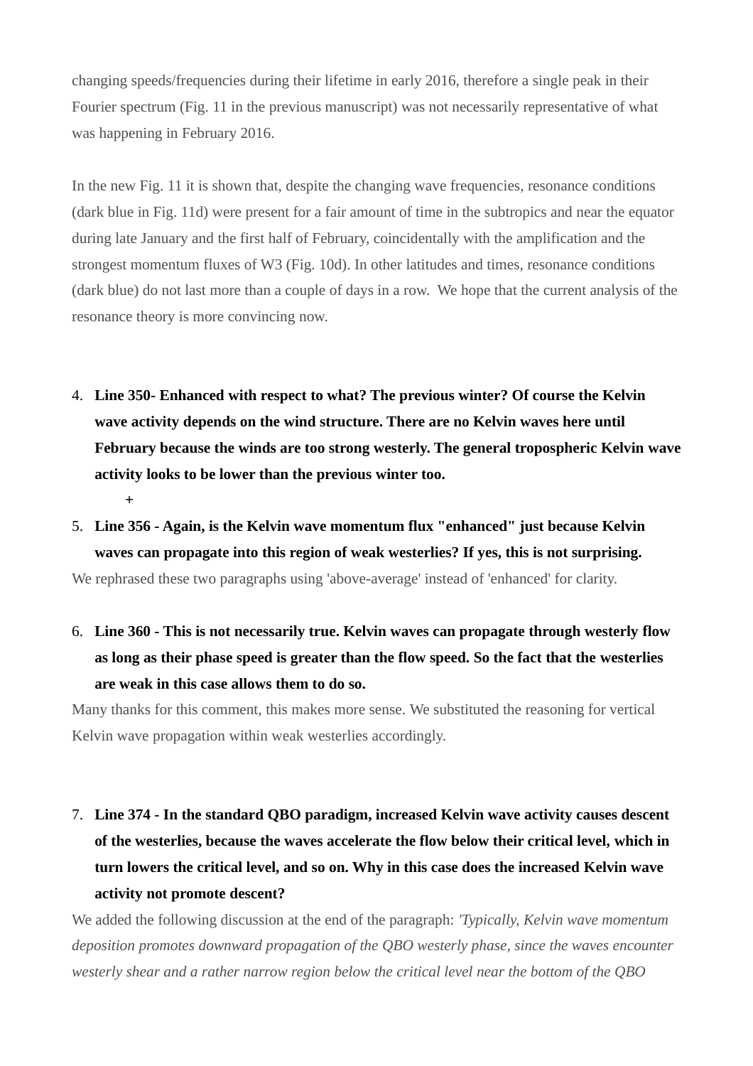changing speeds/frequencies during their lifetime in early 2016, therefore a single peak in their Fourier spectrum (Fig. 11 in the previous manuscript) was not necessarily representative of what was happening in February 2016.

In the new Fig. 11 it is shown that, despite the changing wave frequencies, resonance conditions (dark blue in Fig. 11d) were present for a fair amount of time in the subtropics and near the equator during late January and the first half of February, coincidentally with the amplification and the strongest momentum fluxes of W3 (Fig. 10d). In other latitudes and times, resonance conditions (dark blue) do not last more than a couple of days in a row. We hope that the current analysis of the resonance theory is more convincing now.

4. **Line 350- Enhanced with respect to what? The previous winter? Of course the Kelvin wave activity depends on the wind structure. There are no Kelvin waves here until February because the winds are too strong westerly. The general tropospheric Kelvin wave activity looks to be lower than the previous winter too.**

   +

5. **Line 356 - Again, is the Kelvin wave momentum flux "enhanced" just because Kelvin waves can propagate into this region of weak westerlies? If yes, this is not surprising.**

We rephrased these two paragraphs using 'above-average' instead of 'enhanced' for clarity.

6. **Line 360 - This is not necessarily true. Kelvin waves can propagate through westerly flow as long as their phase speed is greater than the flow speed. So the fact that the westerlies are weak in this case allows them to do so.**

Many thanks for this comment, this makes more sense. We substituted the reasoning for vertical Kelvin wave propagation within weak westerlies accordingly.

7. **Line 374 - In the standard QBO paradigm, increased Kelvin wave activity causes descent of the westerlies, because the waves accelerate the flow below their critical level, which in turn lowers the critical level, and so on. Why in this case does the increased Kelvin wave activity not promote descent?**

We added the following discussion at the end of the paragraph: *'Typically, Kelvin wave momentum deposition promotes downward propagation of the QBO westerly phase, since the waves encounter westerly shear and a rather narrow region below the critical level near the bottom of the QBO*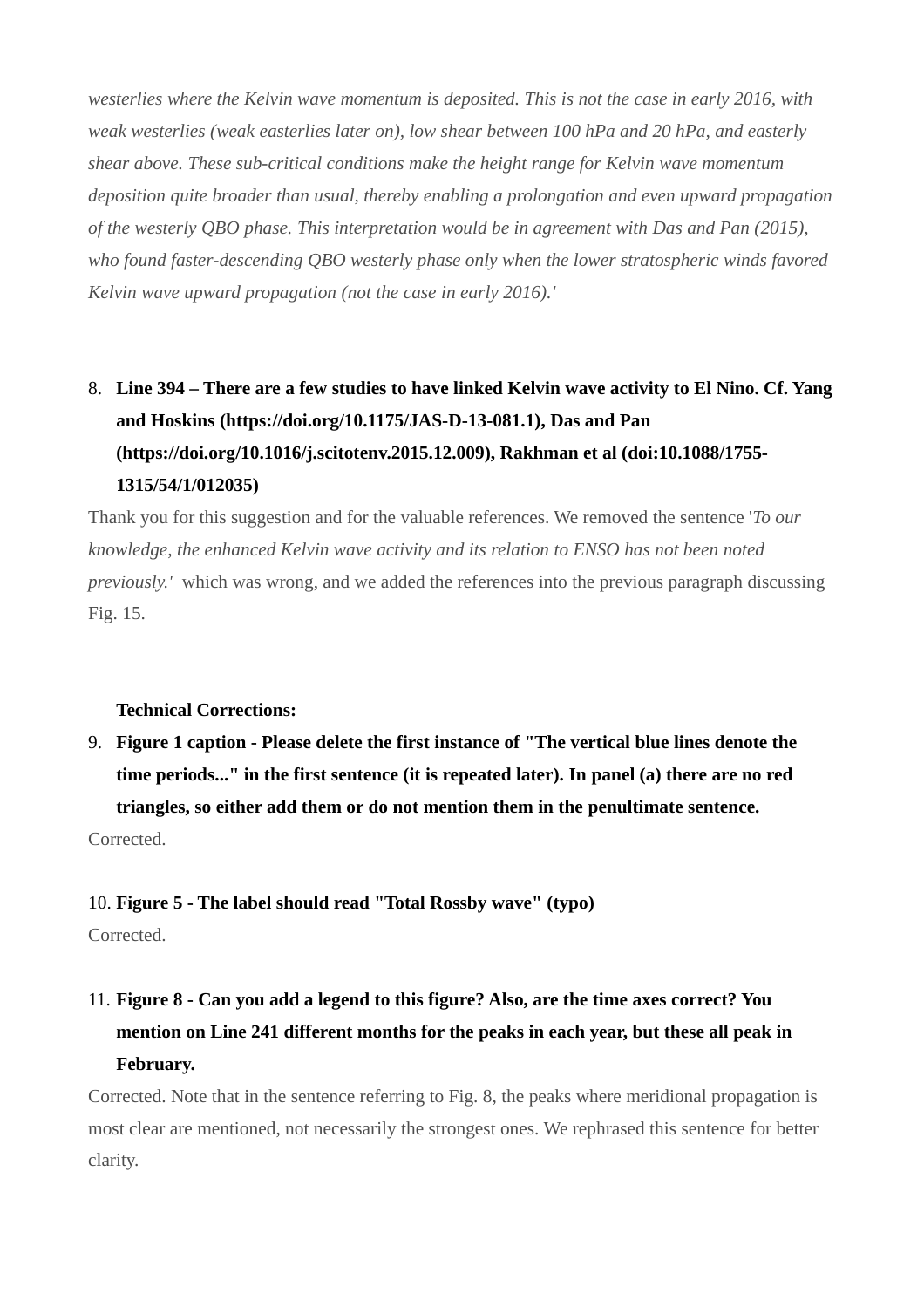*westerlies where the Kelvin wave momentum is deposited. This is not the case in early 2016, with weak westerlies (weak easterlies later on), low shear between 100 hPa and 20 hPa, and easterly shear above. These sub-critical conditions make the height range for Kelvin wave momentum deposition quite broader than usual, thereby enabling a prolongation and even upward propagation of the westerly QBO phase. This interpretation would be in agreement with Das and Pan (2015), who found faster-descending QBO westerly phase only when the lower stratospheric winds favored Kelvin wave upward propagation (not the case in early 2016).'*

8. **Line 394 – There are a few studies to have linked Kelvin wave activity to El Nino. Cf. Yang and Hoskins (https://doi.org/10.1175/JAS-D-13-081.1), Das and Pan (https://doi.org/10.1016/j.scitotenv.2015.12.009), Rakhman et al (doi:10.1088/1755-1315/54/1/012035)**

Thank you for this suggestion and for the valuable references. We removed the sentence '*To our knowledge, the enhanced Kelvin wave activity and its relation to ENSO has not been noted previously.'* which was wrong, and we added the references into the previous paragraph discussing Fig. 15.

**Technical Corrections:**

9. **Figure 1 caption - Please delete the first instance of "The vertical blue lines denote the time periods..." in the first sentence (it is repeated later). In panel (a) there are no red triangles, so either add them or do not mention them in the penultimate sentence.**

Corrected.

10. **Figure 5 - The label should read "Total Rossby wave" (typo)**

Corrected.

11. **Figure 8 - Can you add a legend to this figure? Also, are the time axes correct? You mention on Line 241 different months for the peaks in each year, but these all peak in February.**

Corrected. Note that in the sentence referring to Fig. 8, the peaks where meridional propagation is most clear are mentioned, not necessarily the strongest ones. We rephrased this sentence for better clarity.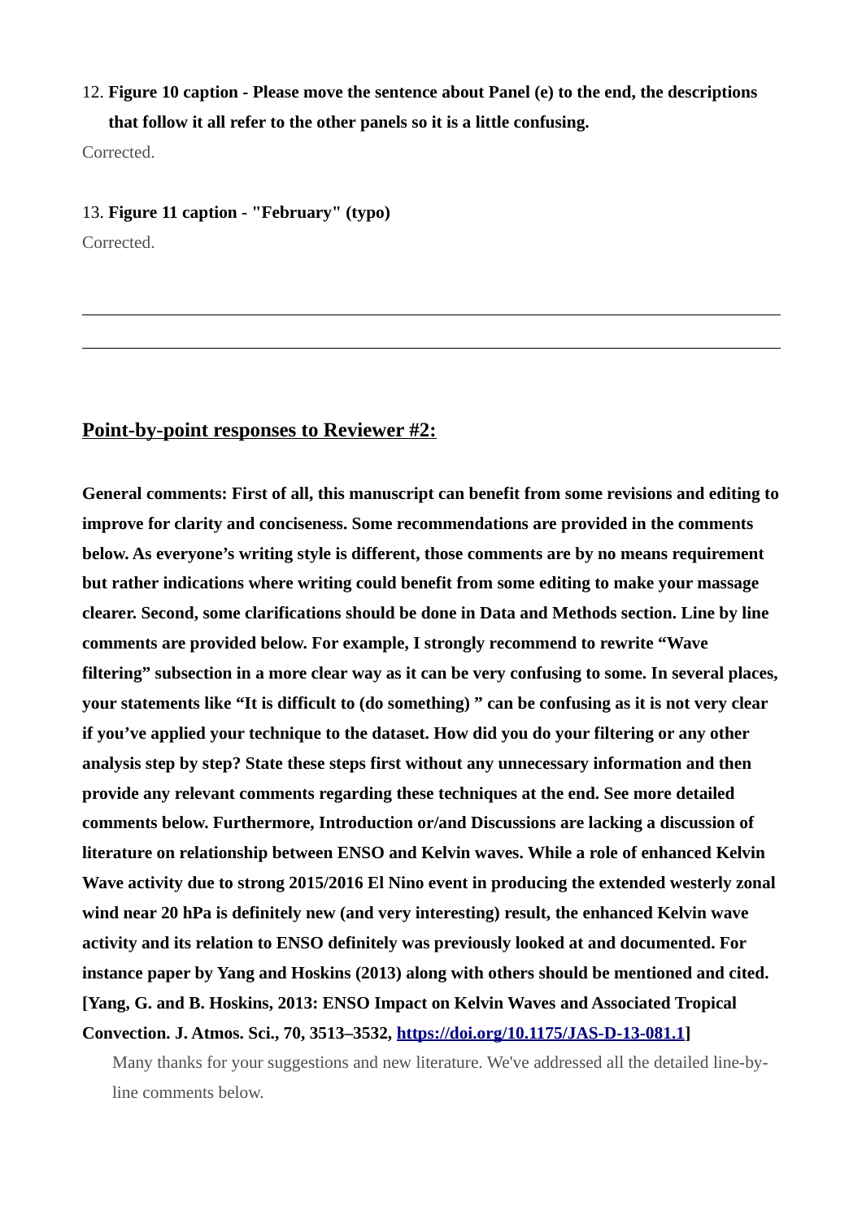12. **Figure 10 caption - Please move the sentence about Panel (e) to the end, the descriptions that follow it all refer to the other panels so it is a little confusing.**

Corrected.

13. **Figure 11 caption - "February" (typo)**

Corrected.

---

---

## <u>Point-by-point responses to Reviewer #2:</u>

**General comments: First of all, this manuscript can benefit from some revisions and editing to improve for clarity and conciseness. Some recommendations are provided in the comments below. As everyone's writing style is different, those comments are by no means requirement but rather indications where writing could benefit from some editing to make your massage clearer. Second, some clarifications should be done in Data and Methods section. Line by line comments are provided below. For example, I strongly recommend to rewrite "Wave filtering" subsection in a more clear way as it can be very confusing to some. In several places, your statements like "It is difficult to (do something) " can be confusing as it is not very clear if you've applied your technique to the dataset. How did you do your filtering or any other analysis step by step? State these steps first without any unnecessary information and then provide any relevant comments regarding these techniques at the end. See more detailed comments below. Furthermore, Introduction or/and Discussions are lacking a discussion of literature on relationship between ENSO and Kelvin waves. While a role of enhanced Kelvin Wave activity due to strong 2015/2016 El Nino event in producing the extended westerly zonal wind near 20 hPa is definitely new (and very interesting) result, the enhanced Kelvin wave activity and its relation to ENSO definitely was previously looked at and documented. For instance paper by Yang and Hoskins (2013) along with others should be mentioned and cited. [Yang, G. and B. Hoskins, 2013: ENSO Impact on Kelvin Waves and Associated Tropical Convection. J. Atmos. Sci., 70, 3513–3532, https://doi.org/10.1175/JAS-D-13-081.1]**

Many thanks for your suggestions and new literature. We've addressed all the detailed line-by-line comments below.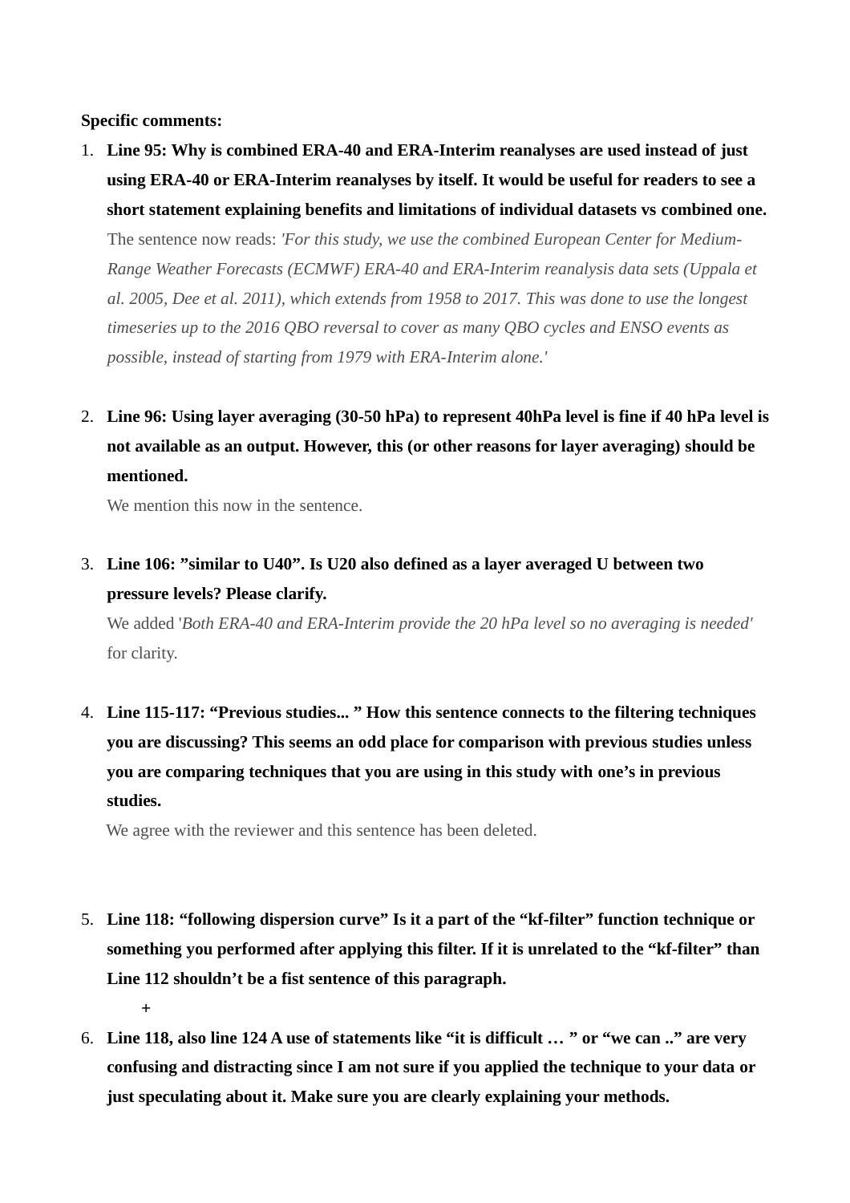**Specific comments:**

1. **Line 95: Why is combined ERA-40 and ERA-Interim reanalyses are used instead of just using ERA-40 or ERA-Interim reanalyses by itself. It would be useful for readers to see a short statement explaining benefits and limitations of individual datasets vs combined one.**
   The sentence now reads: *'For this study, we use the combined European Center for Medium-Range Weather Forecasts (ECMWF) ERA-40 and ERA-Interim reanalysis data sets (Uppala et al. 2005, Dee et al. 2011), which extends from 1958 to 2017. This was done to use the longest timeseries up to the 2016 QBO reversal to cover as many QBO cycles and ENSO events as possible, instead of starting from 1979 with ERA-Interim alone.'*

2. **Line 96: Using layer averaging (30-50 hPa) to represent 40hPa level is fine if 40 hPa level is not available as an output. However, this (or other reasons for layer averaging) should be mentioned.**
   We mention this now in the sentence.

3. **Line 106: "similar to U40". Is U20 also defined as a layer averaged U between two pressure levels? Please clarify.**
   We added '*Both ERA-40 and ERA-Interim provide the 20 hPa level so no averaging is needed*' for clarity.

4. **Line 115-117: "Previous studies... " How this sentence connects to the filtering techniques you are discussing? This seems an odd place for comparison with previous studies unless you are comparing techniques that you are using in this study with one's in previous studies.**
   We agree with the reviewer and this sentence has been deleted.

5. **Line 118: "following dispersion curve" Is it a part of the "kf-filter" function technique or something you performed after applying this filter. If it is unrelated to the "kf-filter" than Line 112 shouldn't be a fist sentence of this paragraph.**
   +

6. **Line 118, also line 124 A use of statements like "it is difficult … " or "we can .." are very confusing and distracting since I am not sure if you applied the technique to your data or just speculating about it. Make sure you are clearly explaining your methods.**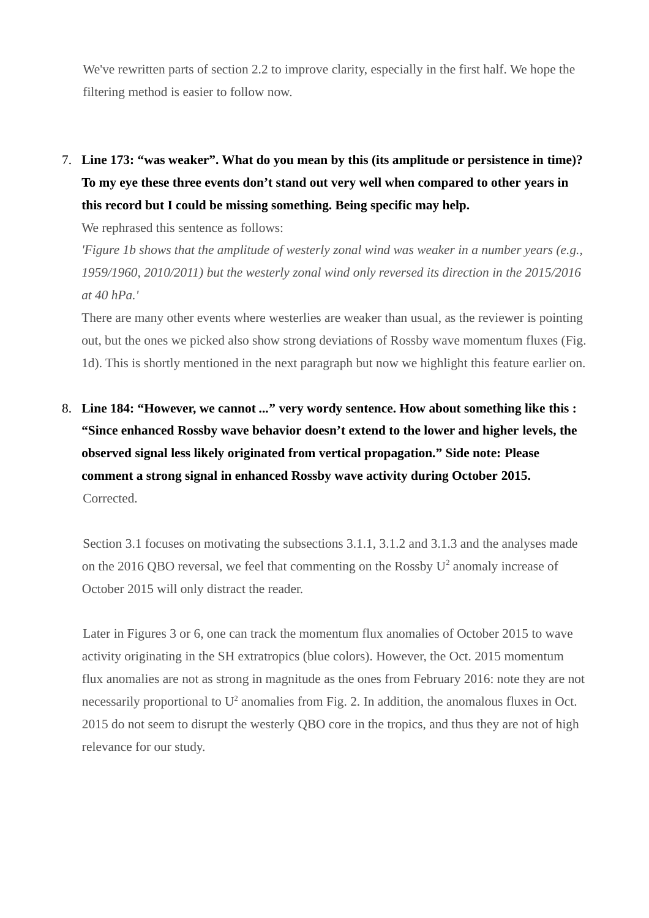We've rewritten parts of section 2.2 to improve clarity, especially in the first half. We hope the filtering method is easier to follow now.

7. **Line 173: "was weaker". What do you mean by this (its amplitude or persistence in time)? To my eye these three events don't stand out very well when compared to other years in this record but I could be missing something. Being specific may help.**

   We rephrased this sentence as follows:

   *'Figure 1b shows that the amplitude of westerly zonal wind was weaker in a number years (e.g., 1959/1960, 2010/2011) but the westerly zonal wind only reversed its direction in the 2015/2016 at 40 hPa.'*

   There are many other events where westerlies are weaker than usual, as the reviewer is pointing out, but the ones we picked also show strong deviations of Rossby wave momentum fluxes (Fig. 1d). This is shortly mentioned in the next paragraph but now we highlight this feature earlier on.

8. **Line 184: "However, we cannot ..." very wordy sentence. How about something like this : "Since enhanced Rossby wave behavior doesn't extend to the lower and higher levels, the observed signal less likely originated from vertical propagation." Side note: Please comment a strong signal in enhanced Rossby wave activity during October 2015.**

   Corrected.

   Section 3.1 focuses on motivating the subsections 3.1.1, 3.1.2 and 3.1.3 and the analyses made on the 2016 QBO reversal, we feel that commenting on the Rossby $U^2$ anomaly increase of October 2015 will only distract the reader.

   Later in Figures 3 or 6, one can track the momentum flux anomalies of October 2015 to wave activity originating in the SH extratropics (blue colors). However, the Oct. 2015 momentum flux anomalies are not as strong in magnitude as the ones from February 2016: note they are not necessarily proportional to $U^2$ anomalies from Fig. 2. In addition, the anomalous fluxes in Oct. 2015 do not seem to disrupt the westerly QBO core in the tropics, and thus they are not of high relevance for our study.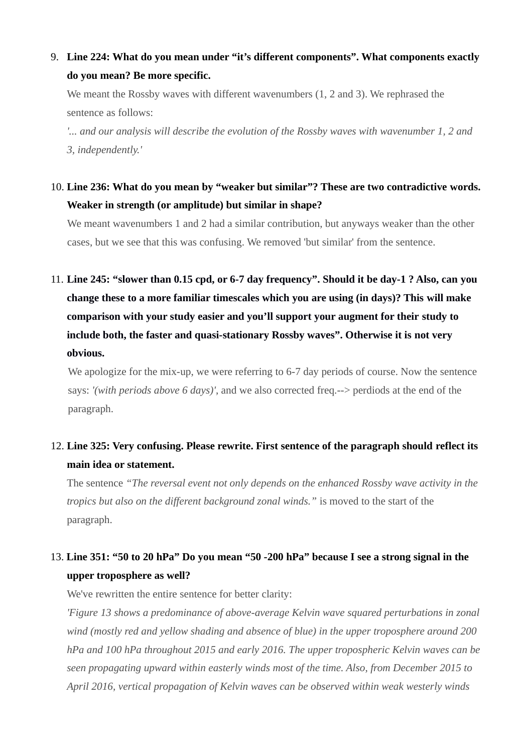9. **Line 224: What do you mean under "it's different components". What components exactly do you mean? Be more specific.**

   We meant the Rossby waves with different wavenumbers (1, 2 and 3). We rephrased the sentence as follows:

   *'... and our analysis will describe the evolution of the Rossby waves with wavenumber 1, 2 and 3, independently.'*

10. **Line 236: What do you mean by "weaker but similar"? These are two contradictive words. Weaker in strength (or amplitude) but similar in shape?**

    We meant wavenumbers 1 and 2 had a similar contribution, but anyways weaker than the other cases, but we see that this was confusing. We removed 'but similar' from the sentence.

11. **Line 245: "slower than 0.15 cpd, or 6-7 day frequency". Should it be day-1 ? Also, can you change these to a more familiar timescales which you are using (in days)? This will make comparison with your study easier and you'll support your augment for their study to include both, the faster and quasi-stationary Rossby waves". Otherwise it is not very obvious.**

    We apologize for the mix-up, we were referring to 6-7 day periods of course. Now the sentence says: *'(with periods above 6 days)'*, and we also corrected freq.--> perdiods at the end of the paragraph.

12. **Line 325: Very confusing. Please rewrite. First sentence of the paragraph should reflect its main idea or statement.**

    The sentence *"The reversal event not only depends on the enhanced Rossby wave activity in the tropics but also on the different background zonal winds."* is moved to the start of the paragraph.

13. **Line 351: "50 to 20 hPa" Do you mean "50 -200 hPa" because I see a strong signal in the upper troposphere as well?**

    We've rewritten the entire sentence for better clarity:

    *'Figure 13 shows a predominance of above-average Kelvin wave squared perturbations in zonal wind (mostly red and yellow shading and absence of blue) in the upper troposphere around 200 hPa and 100 hPa throughout 2015 and early 2016. The upper tropospheric Kelvin waves can be seen propagating upward within easterly winds most of the time. Also, from December 2015 to April 2016, vertical propagation of Kelvin waves can be observed within weak westerly winds*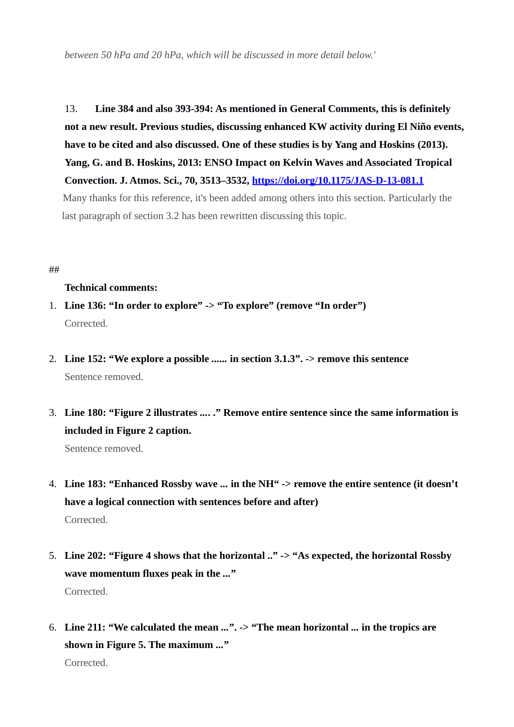*between 50 hPa and 20 hPa, which will be discussed in more detail below.'*

13. **Line 384 and also 393-394: As mentioned in General Comments, this is definitely not a new result. Previous studies, discussing enhanced KW activity during El Niño events, have to be cited and also discussed. One of these studies is by Yang and Hoskins (2013). Yang, G. and B. Hoskins, 2013: ENSO Impact on Kelvin Waves and Associated Tropical Convection. J. Atmos. Sci., 70, 3513–3532, [https://doi.org/10.1175/JAS-D-13-081.1](https://doi.org/10.1175/JAS-D-13-081.1)**

Many thanks for this reference, it's been added among others into this section. Particularly the last paragraph of section 3.2 has been rewritten discussing this topic.

##

**Technical comments:**

1. **Line 136: "In order to explore" -> "To explore" (remove "In order")**

   Corrected.

2. **Line 152: "We explore a possible ...... in section 3.1.3". -> remove this sentence**

   Sentence removed.

3. **Line 180: "Figure 2 illustrates .... ." Remove entire sentence since the same information is included in Figure 2 caption.**

   Sentence removed.

4. **Line 183: "Enhanced Rossby wave ... in the NH" -> remove the entire sentence (it doesn't have a logical connection with sentences before and after)**

   Corrected.

5. **Line 202: "Figure 4 shows that the horizontal .." -> "As expected, the horizontal Rossby wave momentum fluxes peak in the ..."**

   Corrected.

6. **Line 211: "We calculated the mean ...". -> "The mean horizontal ... in the tropics are shown in Figure 5. The maximum ..."**

   Corrected.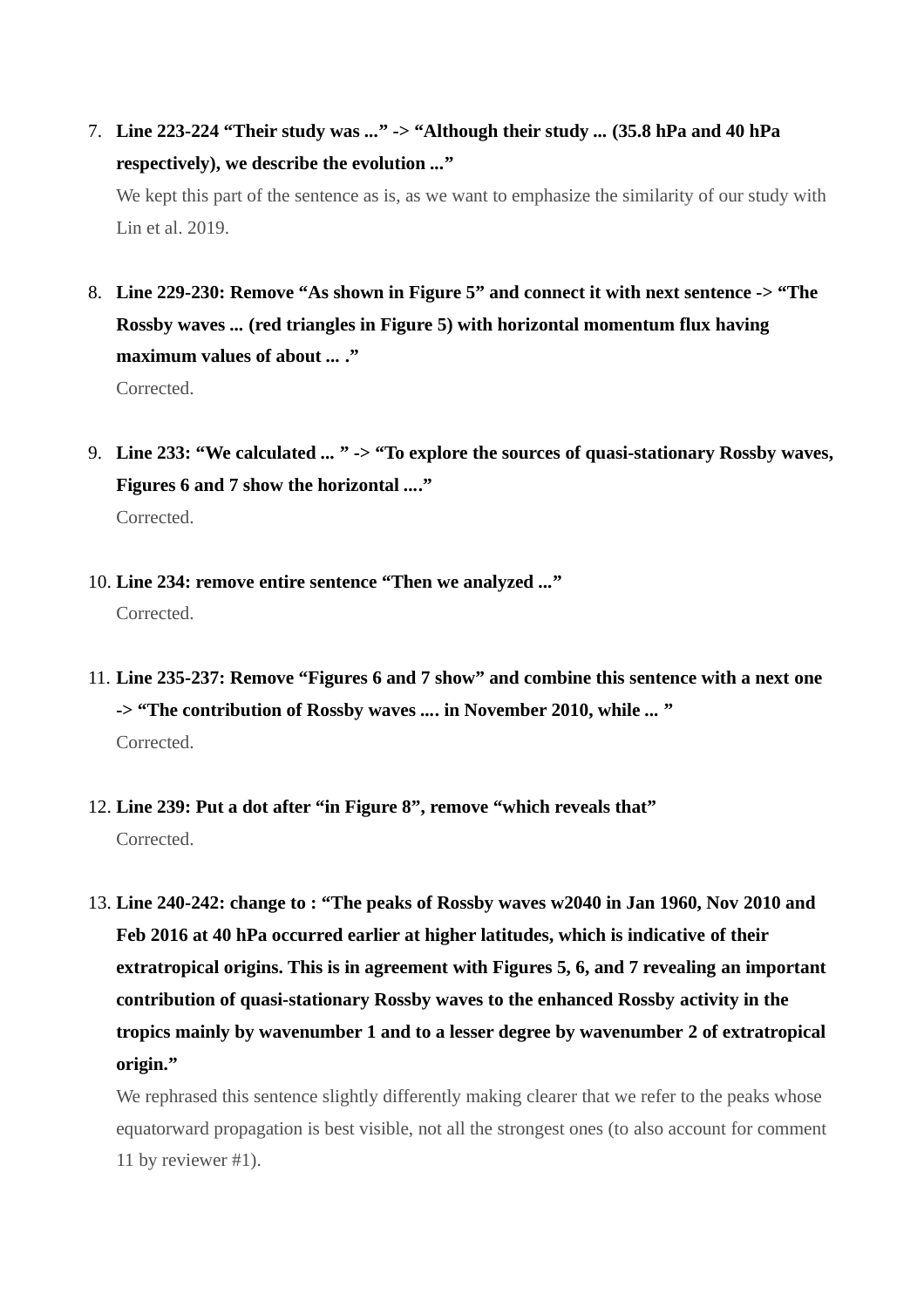7. **Line 223-224 "Their study was ..." -> "Although their study ... (35.8 hPa and 40 hPa respectively), we describe the evolution ..."**
   We kept this part of the sentence as is, as we want to emphasize the similarity of our study with Lin et al. 2019.

8. **Line 229-230: Remove "As shown in Figure 5" and connect it with next sentence -> "The Rossby waves ... (red triangles in Figure 5) with horizontal momentum flux having maximum values of about ... ."**
   Corrected.

9. **Line 233: "We calculated ... " -> "To explore the sources of quasi-stationary Rossby waves, Figures 6 and 7 show the horizontal ...."**
   Corrected.

10. **Line 234: remove entire sentence "Then we analyzed ..."**
    Corrected.

11. **Line 235-237: Remove "Figures 6 and 7 show" and combine this sentence with a next one -> "The contribution of Rossby waves .... in November 2010, while ... "**
    Corrected.

12. **Line 239: Put a dot after "in Figure 8", remove "which reveals that"**
    Corrected.

13. **Line 240-242: change to : "The peaks of Rossby waves w2040 in Jan 1960, Nov 2010 and Feb 2016 at 40 hPa occurred earlier at higher latitudes, which is indicative of their extratropical origins. This is in agreement with Figures 5, 6, and 7 revealing an important contribution of quasi-stationary Rossby waves to the enhanced Rossby activity in the tropics mainly by wavenumber 1 and to a lesser degree by wavenumber 2 of extratropical origin."**
    We rephrased this sentence slightly differently making clearer that we refer to the peaks whose equatorward propagation is best visible, not all the strongest ones (to also account for comment 11 by reviewer #1).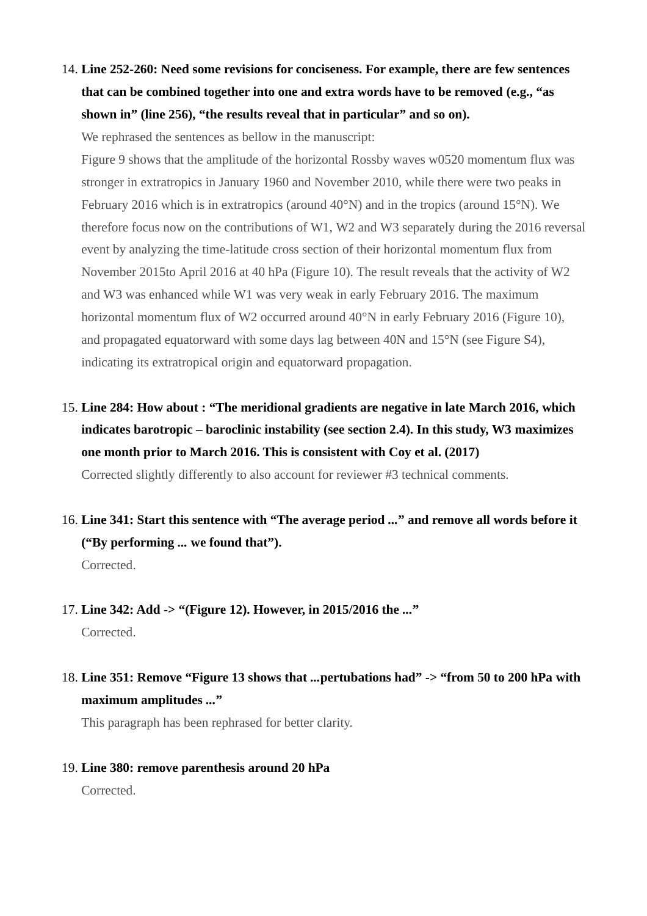14. **Line 252-260: Need some revisions for conciseness. For example, there are few sentences that can be combined together into one and extra words have to be removed (e.g., "as shown in" (line 256), "the results reveal that in particular" and so on).**

    We rephrased the sentences as bellow in the manuscript:

    Figure 9 shows that the amplitude of the horizontal Rossby waves w0520 momentum flux was stronger in extratropics in January 1960 and November 2010, while there were two peaks in February 2016 which is in extratropics (around 40°N) and in the tropics (around 15°N). We therefore focus now on the contributions of W1, W2 and W3 separately during the 2016 reversal event by analyzing the time-latitude cross section of their horizontal momentum flux from November 2015to April 2016 at 40 hPa (Figure 10). The result reveals that the activity of W2 and W3 was enhanced while W1 was very weak in early February 2016. The maximum horizontal momentum flux of W2 occurred around 40°N in early February 2016 (Figure 10), and propagated equatorward with some days lag between 40N and 15°N (see Figure S4), indicating its extratropical origin and equatorward propagation.

15. **Line 284: How about : "The meridional gradients are negative in late March 2016, which indicates barotropic – baroclinic instability (see section 2.4). In this study, W3 maximizes one month prior to March 2016. This is consistent with Coy et al. (2017)**

    Corrected slightly differently to also account for reviewer #3 technical comments.

16. **Line 341: Start this sentence with "The average period ..." and remove all words before it ("By performing ... we found that").**

    Corrected.

17. **Line 342: Add -> "(Figure 12). However, in 2015/2016 the ..."**

    Corrected.

18. **Line 351: Remove "Figure 13 shows that ...pertubations had" -> "from 50 to 200 hPa with maximum amplitudes ..."**

    This paragraph has been rephrased for better clarity.

19. **Line 380: remove parenthesis around 20 hPa**

    Corrected.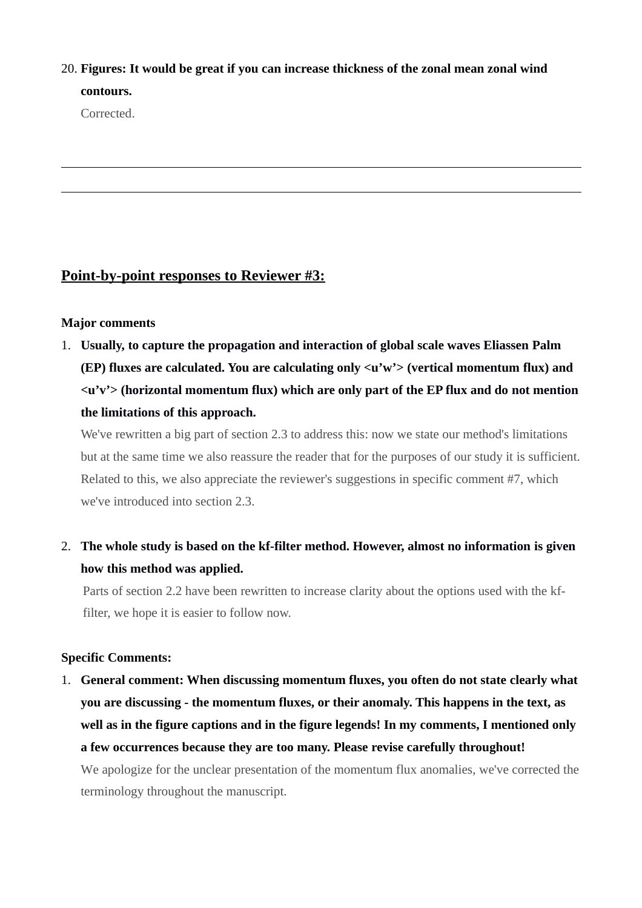20. **Figures: It would be great if you can increase thickness of the zonal mean zonal wind contours.**

    Corrected.

---

---

## Point-by-point responses to Reviewer #3:

**Major comments**

1. **Usually, to capture the propagation and interaction of global scale waves Eliassen Palm (EP) fluxes are calculated. You are calculating only <u'w'> (vertical momentum flux) and <u'v'> (horizontal momentum flux) which are only part of the EP flux and do not mention the limitations of this approach.**

   We've rewritten a big part of section 2.3 to address this: now we state our method's limitations but at the same time we also reassure the reader that for the purposes of our study it is sufficient. Related to this, we also appreciate the reviewer's suggestions in specific comment #7, which we've introduced into section 2.3.

2. **The whole study is based on the kf-filter method. However, almost no information is given how this method was applied.**

   Parts of section 2.2 have been rewritten to increase clarity about the options used with the kf-filter, we hope it is easier to follow now.

**Specific Comments:**

1. **General comment: When discussing momentum fluxes, you often do not state clearly what you are discussing - the momentum fluxes, or their anomaly. This happens in the text, as well as in the figure captions and in the figure legends! In my comments, I mentioned only a few occurrences because they are too many. Please revise carefully throughout!**

   We apologize for the unclear presentation of the momentum flux anomalies, we've corrected the terminology throughout the manuscript.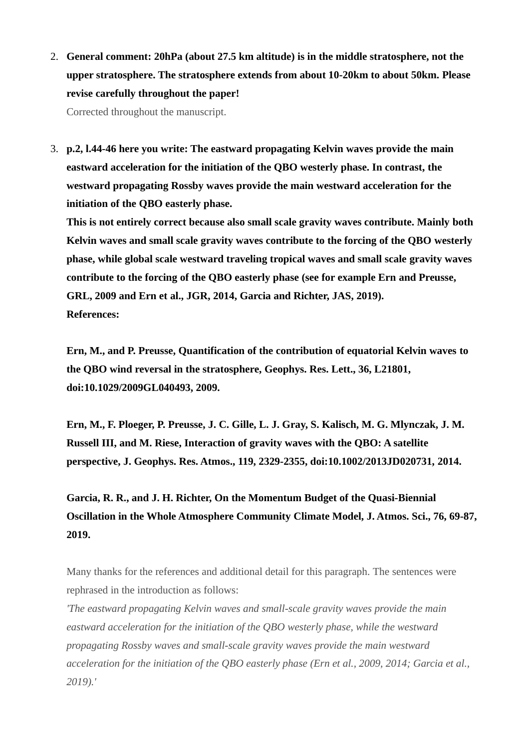2. **General comment: 20hPa (about 27.5 km altitude) is in the middle stratosphere, not the upper stratosphere. The stratosphere extends from about 10-20km to about 50km. Please revise carefully throughout the paper!**

   Corrected throughout the manuscript.

3. **p.2, l.44-46 here you write: The eastward propagating Kelvin waves provide the main eastward acceleration for the initiation of the QBO westerly phase. In contrast, the westward propagating Rossby waves provide the main westward acceleration for the initiation of the QBO easterly phase.**

   **This is not entirely correct because also small scale gravity waves contribute. Mainly both Kelvin waves and small scale gravity waves contribute to the forcing of the QBO westerly phase, while global scale westward traveling tropical waves and small scale gravity waves contribute to the forcing of the QBO easterly phase (see for example Ern and Preusse, GRL, 2009 and Ern et al., JGR, 2014, Garcia and Richter, JAS, 2019).**

   **References:**

   **Ern, M., and P. Preusse, Quantification of the contribution of equatorial Kelvin waves to the QBO wind reversal in the stratosphere, Geophys. Res. Lett., 36, L21801, doi:10.1029/2009GL040493, 2009.**

   **Ern, M., F. Ploeger, P. Preusse, J. C. Gille, L. J. Gray, S. Kalisch, M. G. Mlynczak, J. M. Russell III, and M. Riese, Interaction of gravity waves with the QBO: A satellite perspective, J. Geophys. Res. Atmos., 119, 2329-2355, doi:10.1002/2013JD020731, 2014.**

   **Garcia, R. R., and J. H. Richter, On the Momentum Budget of the Quasi-Biennial Oscillation in the Whole Atmosphere Community Climate Model, J. Atmos. Sci., 76, 69-87, 2019.**

   Many thanks for the references and additional detail for this paragraph. The sentences were rephrased in the introduction as follows:

   *'The eastward propagating Kelvin waves and small-scale gravity waves provide the main eastward acceleration for the initiation of the QBO westerly phase, while the westward propagating Rossby waves and small-scale gravity waves provide the main westward acceleration for the initiation of the QBO easterly phase (Ern et al., 2009, 2014; Garcia et al., 2019).'*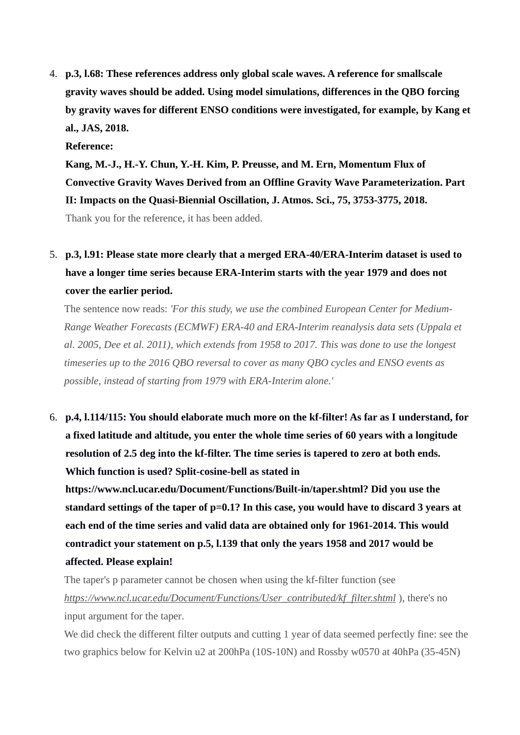4. **p.3, l.68: These references address only global scale waves. A reference for smallscale gravity waves should be added. Using model simulations, differences in the QBO forcing by gravity waves for different ENSO conditions were investigated, for example, by Kang et al., JAS, 2018.**
   **Reference:**
   **Kang, M.-J., H.-Y. Chun, Y.-H. Kim, P. Preusse, and M. Ern, Momentum Flux of Convective Gravity Waves Derived from an Offline Gravity Wave Parameterization. Part II: Impacts on the Quasi-Biennial Oscillation, J. Atmos. Sci., 75, 3753-3775, 2018.**
   Thank you for the reference, it has been added.

5. **p.3, l.91: Please state more clearly that a merged ERA-40/ERA-Interim dataset is used to have a longer time series because ERA-Interim starts with the year 1979 and does not cover the earlier period.**
   The sentence now reads: *'For this study, we use the combined European Center for Medium-Range Weather Forecasts (ECMWF) ERA-40 and ERA-Interim reanalysis data sets (Uppala et al. 2005, Dee et al. 2011), which extends from 1958 to 2017. This was done to use the longest timeseries up to the 2016 QBO reversal to cover as many QBO cycles and ENSO events as possible, instead of starting from 1979 with ERA-Interim alone.'*

6. **p.4, l.114/115: You should elaborate much more on the kf-filter! As far as I understand, for a fixed latitude and altitude, you enter the whole time series of 60 years with a longitude resolution of 2.5 deg into the kf-filter. The time series is tapered to zero at both ends. Which function is used? Split-cosine-bell as stated in https://www.ncl.ucar.edu/Document/Functions/Built-in/taper.shtml? Did you use the standard settings of the taper of p=0.1? In this case, you would have to discard 3 years at each end of the time series and valid data are obtained only for 1961-2014. This would contradict your statement on p.5, l.139 that only the years 1958 and 2017 would be affected. Please explain!**
   The taper's p parameter cannot be chosen when using the kf-filter function (see *https://www.ncl.ucar.edu/Document/Functions/User_contributed/kf_filter.shtml* ), there's no input argument for the taper.
   We did check the different filter outputs and cutting 1 year of data seemed perfectly fine: see the two graphics below for Kelvin u2 at 200hPa (10S-10N) and Rossby w0570 at 40hPa (35-45N)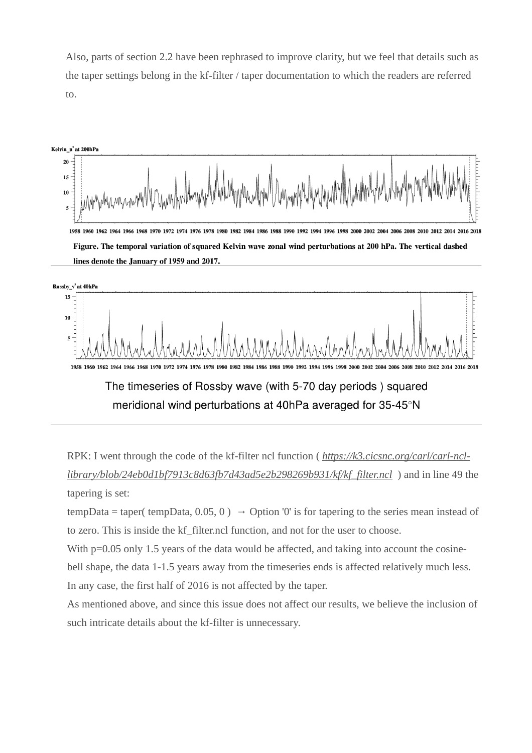Also, parts of section 2.2 have been rephrased to improve clarity, but we feel that details such as the taper settings belong in the kf-filter / taper documentation to which the readers are referred to.

Figure. The temporal variation of squared Kelvin wave zonal wind perturbations at 200 hPa. The vertical dashed lines denote the January of 1959 and 2017.

The timeseries of Rossby wave (with 5-70 day periods ) squared meridional wind perturbations at 40hPa averaged for 35-45°N

RPK: I went through the code of the kf-filter ncl function ( *https://k3.cicsnc.org/carl/carl-ncl-library/blob/24eb0d1bf7913c8d63fb7d43ad5e2b298269b931/kf/kf_filter.ncl* ) and in line 49 the tapering is set:

tempData = taper( tempData, 0.05, 0 ) → Option '0' is for tapering to the series mean instead of to zero. This is inside the kf_filter.ncl function, and not for the user to choose.

With p=0.05 only 1.5 years of the data would be affected, and taking into account the cosine-bell shape, the data 1-1.5 years away from the timeseries ends is affected relatively much less. In any case, the first half of 2016 is not affected by the taper.

As mentioned above, and since this issue does not affect our results, we believe the inclusion of such intricate details about the kf-filter is unnecessary.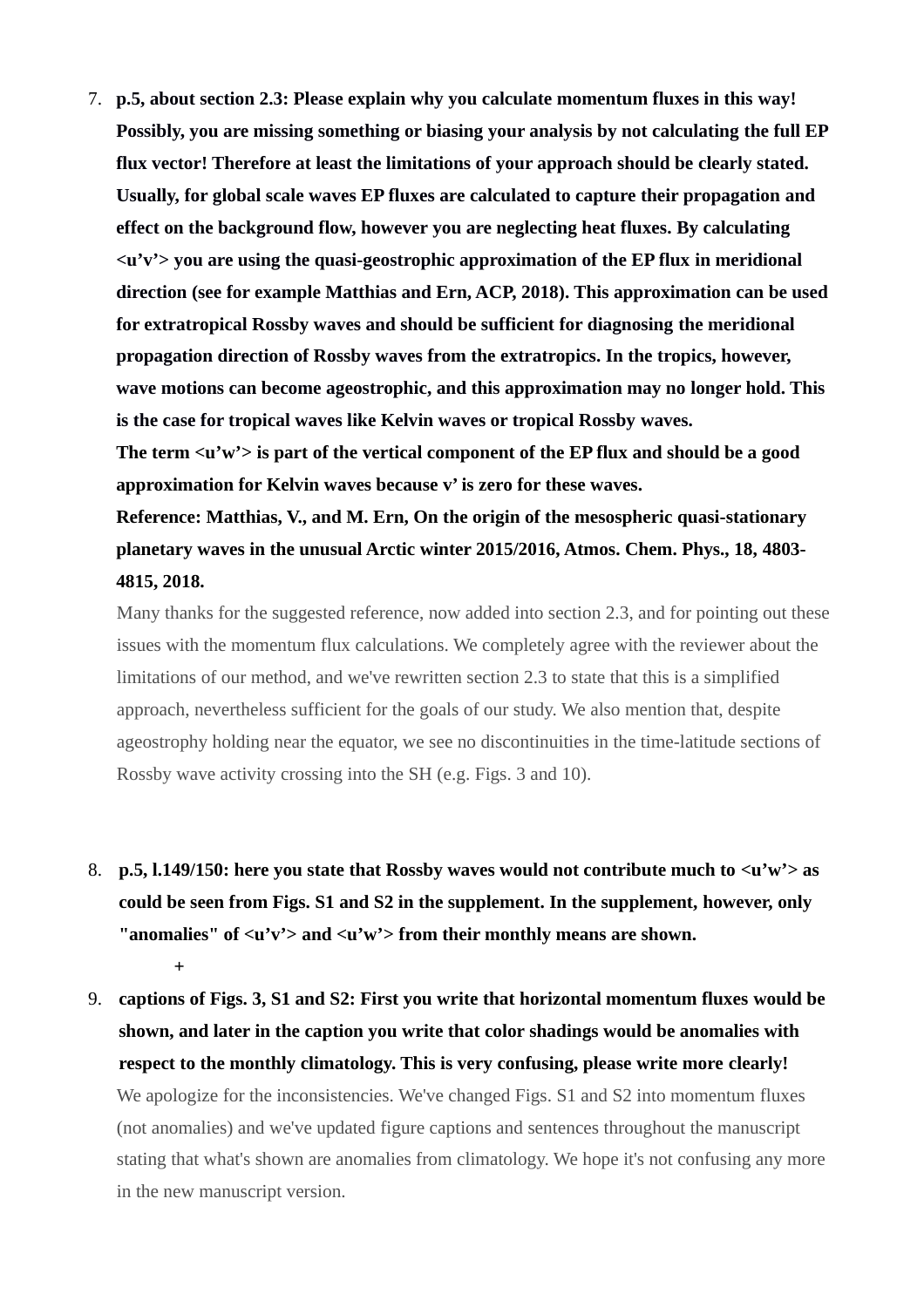7. **p.5, about section 2.3: Please explain why you calculate momentum fluxes in this way! Possibly, you are missing something or biasing your analysis by not calculating the full EP flux vector! Therefore at least the limitations of your approach should be clearly stated. Usually, for global scale waves EP fluxes are calculated to capture their propagation and effect on the background flow, however you are neglecting heat fluxes. By calculating <u'v'> you are using the quasi-geostrophic approximation of the EP flux in meridional direction (see for example Matthias and Ern, ACP, 2018). This approximation can be used for extratropical Rossby waves and should be sufficient for diagnosing the meridional propagation direction of Rossby waves from the extratropics. In the tropics, however, wave motions can become ageostrophic, and this approximation may no longer hold. This is the case for tropical waves like Kelvin waves or tropical Rossby waves.**
   **The term <u'w'> is part of the vertical component of the EP flux and should be a good approximation for Kelvin waves because v' is zero for these waves.**
   **Reference: Matthias, V., and M. Ern, On the origin of the mesospheric quasi-stationary planetary waves in the unusual Arctic winter 2015/2016, Atmos. Chem. Phys., 18, 4803-4815, 2018.**

   Many thanks for the suggested reference, now added into section 2.3, and for pointing out these issues with the momentum flux calculations. We completely agree with the reviewer about the limitations of our method, and we've rewritten section 2.3 to state that this is a simplified approach, nevertheless sufficient for the goals of our study. We also mention that, despite ageostrophy holding near the equator, we see no discontinuities in the time-latitude sections of Rossby wave activity crossing into the SH (e.g. Figs. 3 and 10).

8. **p.5, l.149/150: here you state that Rossby waves would not contribute much to <u'w'> as could be seen from Figs. S1 and S2 in the supplement. In the supplement, however, only "anomalies" of <u'v'> and <u'w'> from their monthly means are shown.**

   **+**

9. **captions of Figs. 3, S1 and S2: First you write that horizontal momentum fluxes would be shown, and later in the caption you write that color shadings would be anomalies with respect to the monthly climatology. This is very confusing, please write more clearly!**

   We apologize for the inconsistencies. We've changed Figs. S1 and S2 into momentum fluxes (not anomalies) and we've updated figure captions and sentences throughout the manuscript stating that what's shown are anomalies from climatology. We hope it's not confusing any more in the new manuscript version.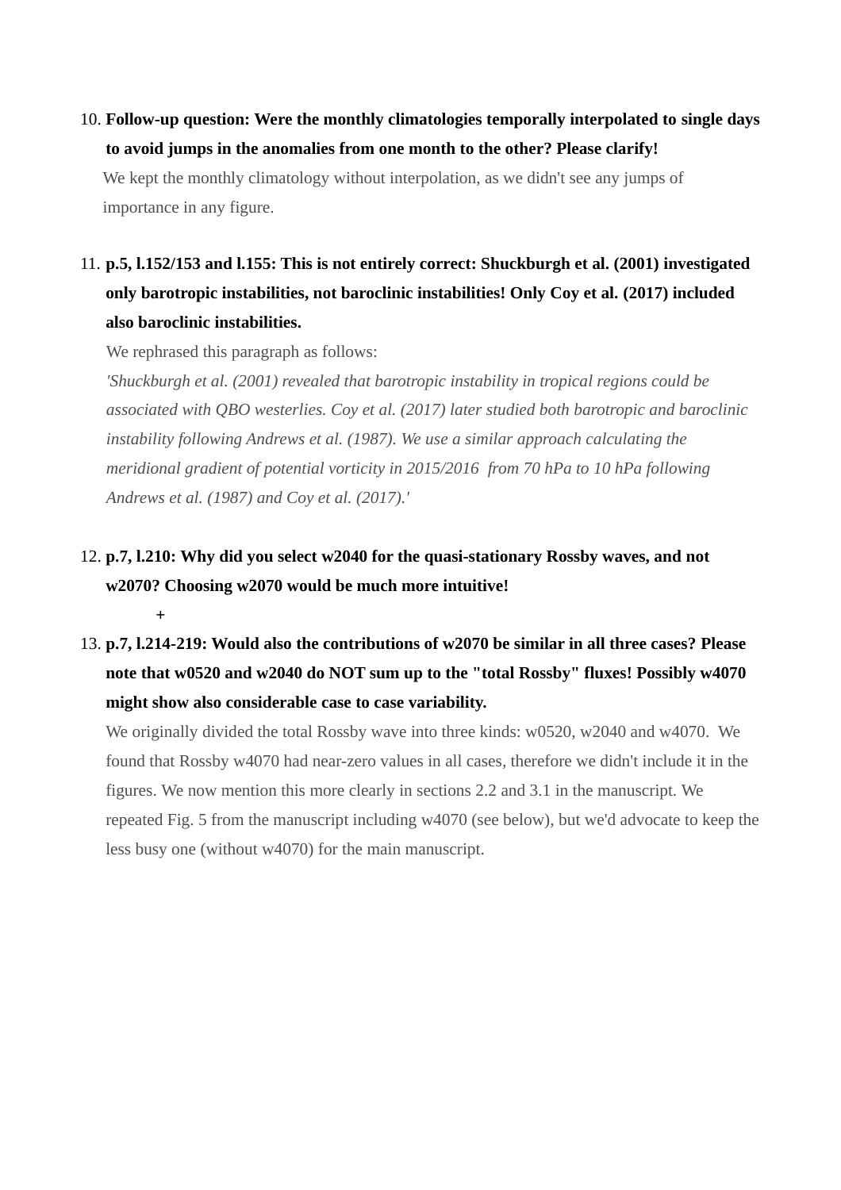10. **Follow-up question: Were the monthly climatologies temporally interpolated to single days to avoid jumps in the anomalies from one month to the other? Please clarify!**

    We kept the monthly climatology without interpolation, as we didn't see any jumps of importance in any figure.

11. **p.5, l.152/153 and l.155: This is not entirely correct: Shuckburgh et al. (2001) investigated only barotropic instabilities, not baroclinic instabilities! Only Coy et al. (2017) included also baroclinic instabilities.**

    We rephrased this paragraph as follows:

    *'Shuckburgh et al. (2001) revealed that barotropic instability in tropical regions could be associated with QBO westerlies. Coy et al. (2017) later studied both barotropic and baroclinic instability following Andrews et al. (1987). We use a similar approach calculating the meridional gradient of potential vorticity in 2015/2016 from 70 hPa to 10 hPa following Andrews et al. (1987) and Coy et al. (2017).'*

12. **p.7, l.210: Why did you select w2040 for the quasi-stationary Rossby waves, and not w2070? Choosing w2070 would be much more intuitive!**

    **+**

13. **p.7, l.214-219: Would also the contributions of w2070 be similar in all three cases? Please note that w0520 and w2040 do NOT sum up to the "total Rossby" fluxes! Possibly w4070 might show also considerable case to case variability.**

    We originally divided the total Rossby wave into three kinds: w0520, w2040 and w4070. We found that Rossby w4070 had near-zero values in all cases, therefore we didn't include it in the figures. We now mention this more clearly in sections 2.2 and 3.1 in the manuscript. We repeated Fig. 5 from the manuscript including w4070 (see below), but we'd advocate to keep the less busy one (without w4070) for the main manuscript.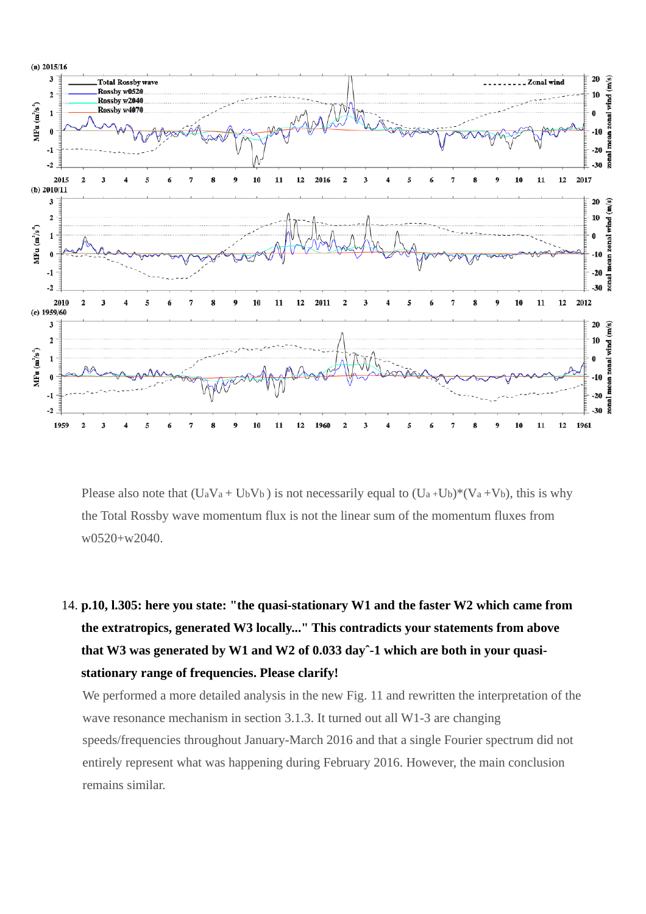Please also note that ($U_aV_a + U_bV_b$) is not necessarily equal to ($U_a + U_b$)*($V_a + V_b$), this is why the Total Rossby wave momentum flux is not the linear sum of the momentum fluxes from w0520+w2040.

14. **p.10, l.305: here you state: "the quasi-stationary W1 and the faster W2 which came from the extratropics, generated W3 locally..." This contradicts your statements from above that W3 was generated by W1 and W2 of 0.033 day^-1 which are both in your quasi-stationary range of frequencies. Please clarify!**

    We performed a more detailed analysis in the new Fig. 11 and rewritten the interpretation of the wave resonance mechanism in section 3.1.3. It turned out all W1-3 are changing speeds/frequencies throughout January-March 2016 and that a single Fourier spectrum did not entirely represent what was happening during February 2016. However, the main conclusion remains similar.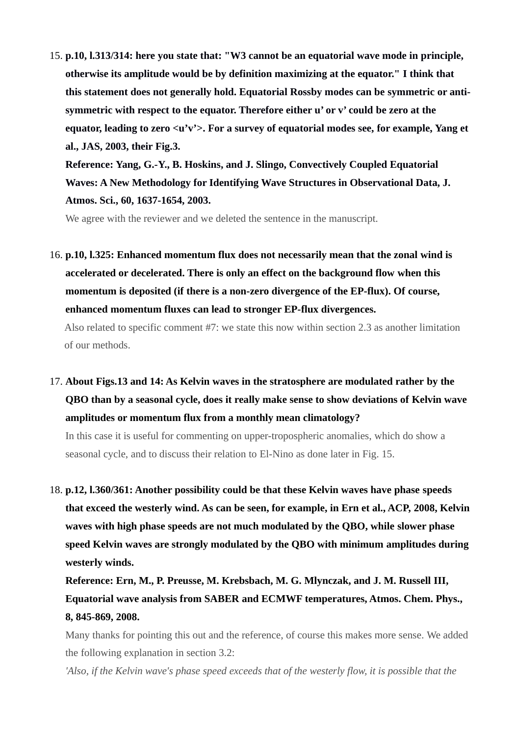15. **p.10, l.313/314: here you state that: "W3 cannot be an equatorial wave mode in principle, otherwise its amplitude would be by definition maximizing at the equator." I think that this statement does not generally hold. Equatorial Rossby modes can be symmetric or anti-symmetric with respect to the equator. Therefore either u' or v' could be zero at the equator, leading to zero <u'v'>. For a survey of equatorial modes see, for example, Yang et al., JAS, 2003, their Fig.3.**
    **Reference: Yang, G.-Y., B. Hoskins, and J. Slingo, Convectively Coupled Equatorial Waves: A New Methodology for Identifying Wave Structures in Observational Data, J. Atmos. Sci., 60, 1637-1654, 2003.**
    We agree with the reviewer and we deleted the sentence in the manuscript.

16. **p.10, l.325: Enhanced momentum flux does not necessarily mean that the zonal wind is accelerated or decelerated. There is only an effect on the background flow when this momentum is deposited (if there is a non-zero divergence of the EP-flux). Of course, enhanced momentum fluxes can lead to stronger EP-flux divergences.**
    Also related to specific comment #7: we state this now within section 2.3 as another limitation of our methods.

17. **About Figs.13 and 14: As Kelvin waves in the stratosphere are modulated rather by the QBO than by a seasonal cycle, does it really make sense to show deviations of Kelvin wave amplitudes or momentum flux from a monthly mean climatology?**
    In this case it is useful for commenting on upper-tropospheric anomalies, which do show a seasonal cycle, and to discuss their relation to El-Nino as done later in Fig. 15.

18. **p.12, l.360/361: Another possibility could be that these Kelvin waves have phase speeds that exceed the westerly wind. As can be seen, for example, in Ern et al., ACP, 2008, Kelvin waves with high phase speeds are not much modulated by the QBO, while slower phase speed Kelvin waves are strongly modulated by the QBO with minimum amplitudes during westerly winds.**
    **Reference: Ern, M., P. Preusse, M. Krebsbach, M. G. Mlynczak, and J. M. Russell III, Equatorial wave analysis from SABER and ECMWF temperatures, Atmos. Chem. Phys., 8, 845-869, 2008.**
    Many thanks for pointing this out and the reference, of course this makes more sense. We added the following explanation in section 3.2:
    *'Also, if the Kelvin wave's phase speed exceeds that of the westerly flow, it is possible that the*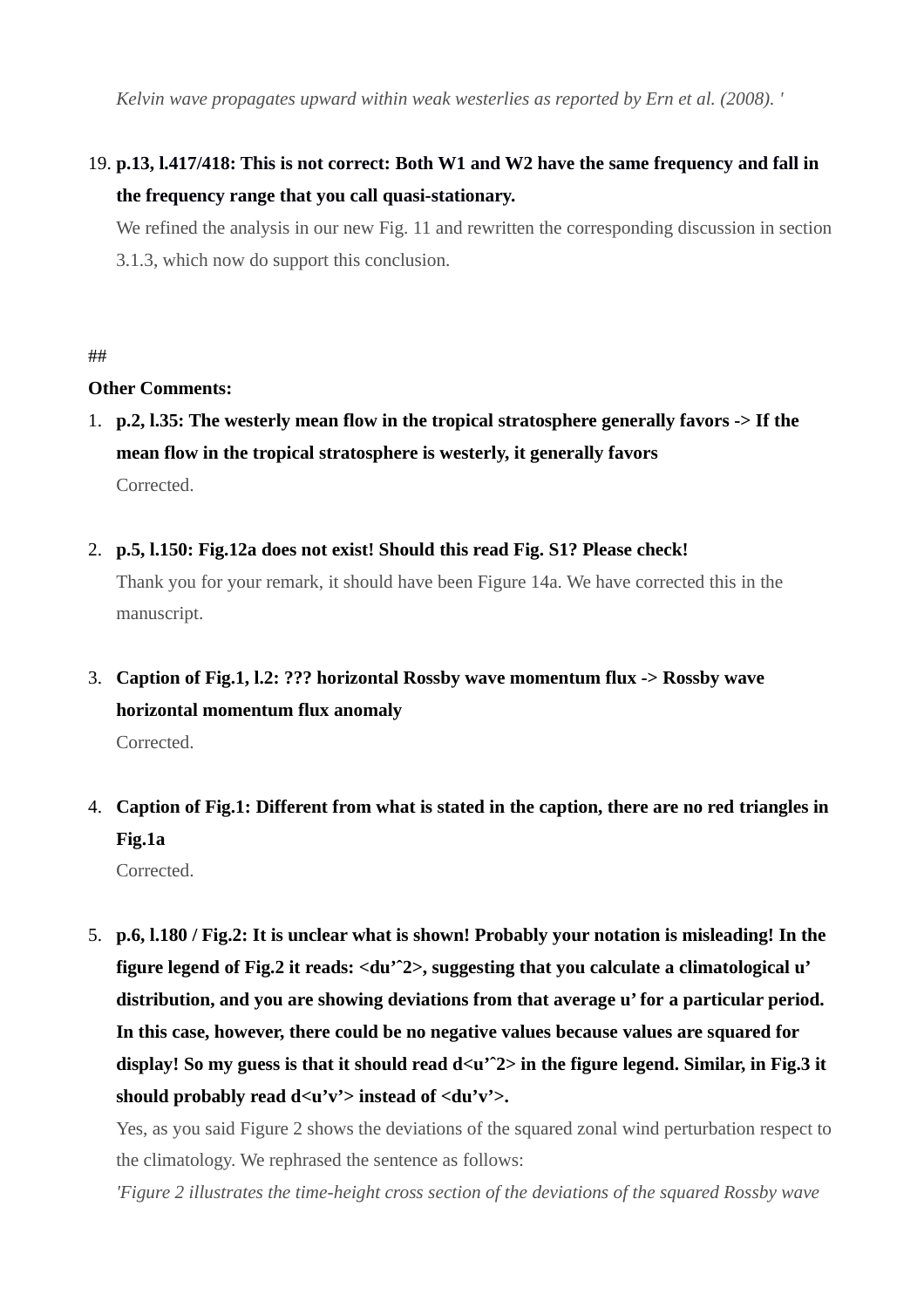*Kelvin wave propagates upward within weak westerlies as reported by Ern et al. (2008). '*

19. **p.13, l.417/418: This is not correct: Both W1 and W2 have the same frequency and fall in the frequency range that you call quasi-stationary.**

    We refined the analysis in our new Fig. 11 and rewritten the corresponding discussion in section 3.1.3, which now do support this conclusion.

##

**Other Comments:**

1. **p.2, l.35: The westerly mean flow in the tropical stratosphere generally favors -> If the mean flow in the tropical stratosphere is westerly, it generally favors**

   Corrected.

2. **p.5, l.150: Fig.12a does not exist! Should this read Fig. S1? Please check!**

   Thank you for your remark, it should have been Figure 14a. We have corrected this in the manuscript.

3. **Caption of Fig.1, l.2: ??? horizontal Rossby wave momentum flux -> Rossby wave horizontal momentum flux anomaly**

   Corrected.

4. **Caption of Fig.1: Different from what is stated in the caption, there are no red triangles in Fig.1a**

   Corrected.

5. **p.6, l.180 / Fig.2: It is unclear what is shown! Probably your notation is misleading! In the figure legend of Fig.2 it reads: <du'ˆ2>, suggesting that you calculate a climatological u' distribution, and you are showing deviations from that average u' for a particular period. In this case, however, there could be no negative values because values are squared for display! So my guess is that it should read d<u'ˆ2> in the figure legend. Similar, in Fig.3 it should probably read d<u'v'> instead of <du'v'>.**

   Yes, as you said Figure 2 shows the deviations of the squared zonal wind perturbation respect to the climatology. We rephrased the sentence as follows:

   *'Figure 2 illustrates the time-height cross section of the deviations of the squared Rossby wave*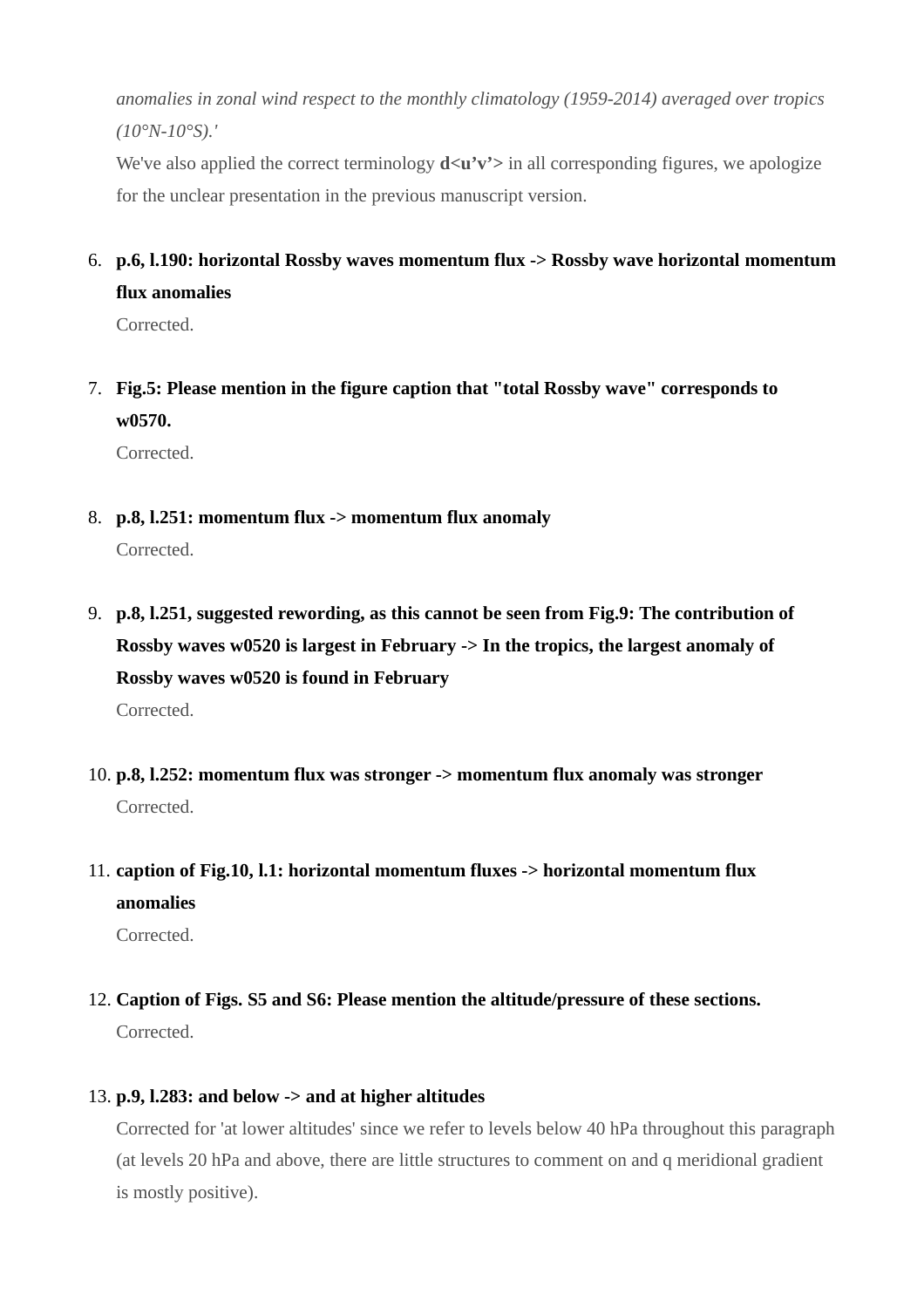*anomalies in zonal wind respect to the monthly climatology (1959-2014) averaged over tropics (10°N-10°S).'*

We've also applied the correct terminology **d<u'v'>** in all corresponding figures, we apologize for the unclear presentation in the previous manuscript version.

6. **p.6, l.190: horizontal Rossby waves momentum flux -> Rossby wave horizontal momentum flux anomalies**

   Corrected.

7. **Fig.5: Please mention in the figure caption that "total Rossby wave" corresponds to w0570.**

   Corrected.

8. **p.8, l.251: momentum flux -> momentum flux anomaly**

   Corrected.

9. **p.8, l.251, suggested rewording, as this cannot be seen from Fig.9: The contribution of Rossby waves w0520 is largest in February -> In the tropics, the largest anomaly of Rossby waves w0520 is found in February**

   Corrected.

10. **p.8, l.252: momentum flux was stronger -> momentum flux anomaly was stronger**

    Corrected.

11. **caption of Fig.10, l.1: horizontal momentum fluxes -> horizontal momentum flux anomalies**

    Corrected.

12. **Caption of Figs. S5 and S6: Please mention the altitude/pressure of these sections.**

    Corrected.

13. **p.9, l.283: and below -> and at higher altitudes**

    Corrected for 'at lower altitudes' since we refer to levels below 40 hPa throughout this paragraph (at levels 20 hPa and above, there are little structures to comment on and q meridional gradient is mostly positive).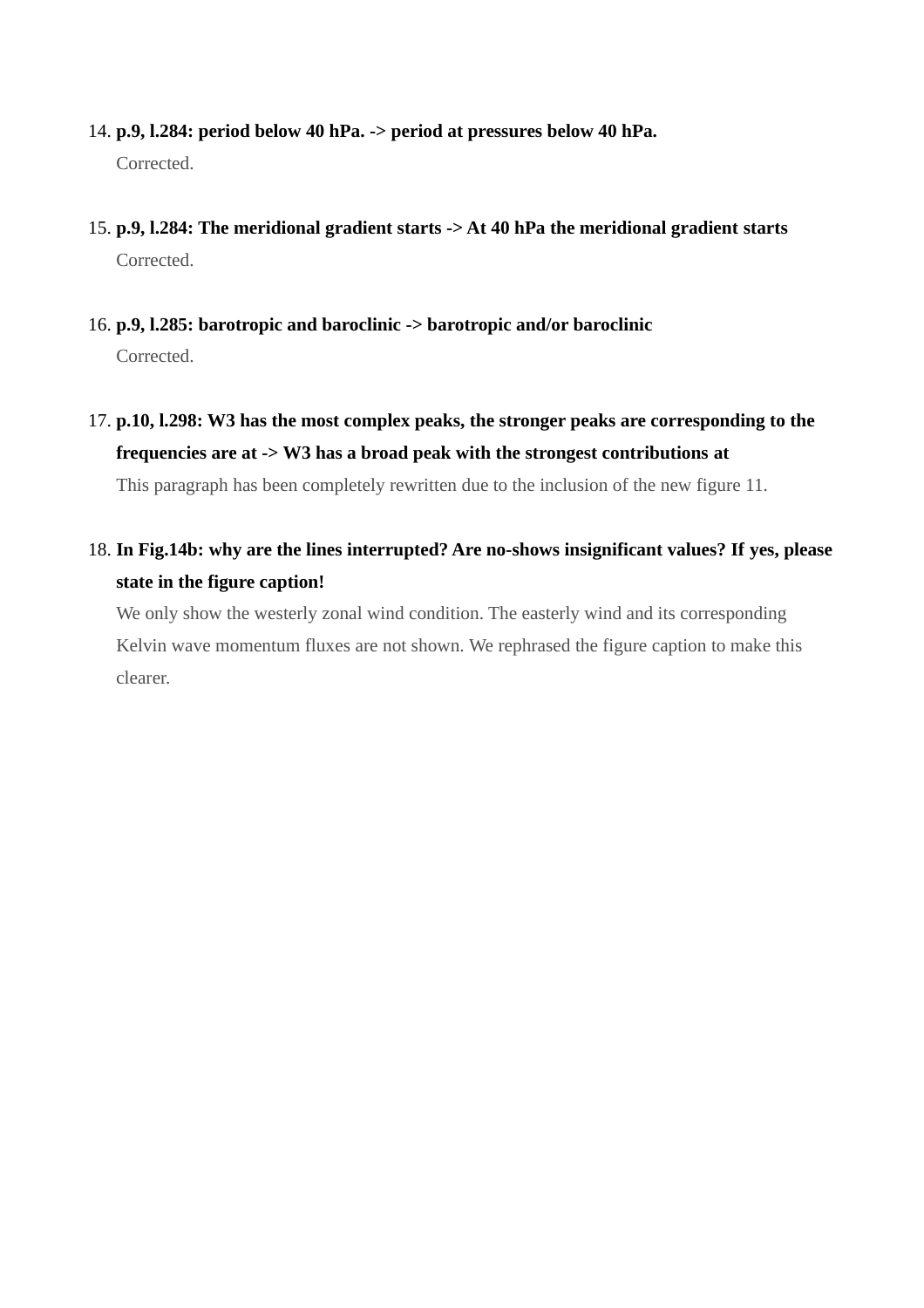14. **p.9, l.284: period below 40 hPa. -> period at pressures below 40 hPa.**

    Corrected.

15. **p.9, l.284: The meridional gradient starts -> At 40 hPa the meridional gradient starts**

    Corrected.

16. **p.9, l.285: barotropic and baroclinic -> barotropic and/or baroclinic**

    Corrected.

17. **p.10, l.298: W3 has the most complex peaks, the stronger peaks are corresponding to the frequencies are at -> W3 has a broad peak with the strongest contributions at**

    This paragraph has been completely rewritten due to the inclusion of the new figure 11.

18. **In Fig.14b: why are the lines interrupted? Are no-shows insignificant values? If yes, please state in the figure caption!**

    We only show the westerly zonal wind condition. The easterly wind and its corresponding Kelvin wave momentum fluxes are not shown. We rephrased the figure caption to make this clearer.